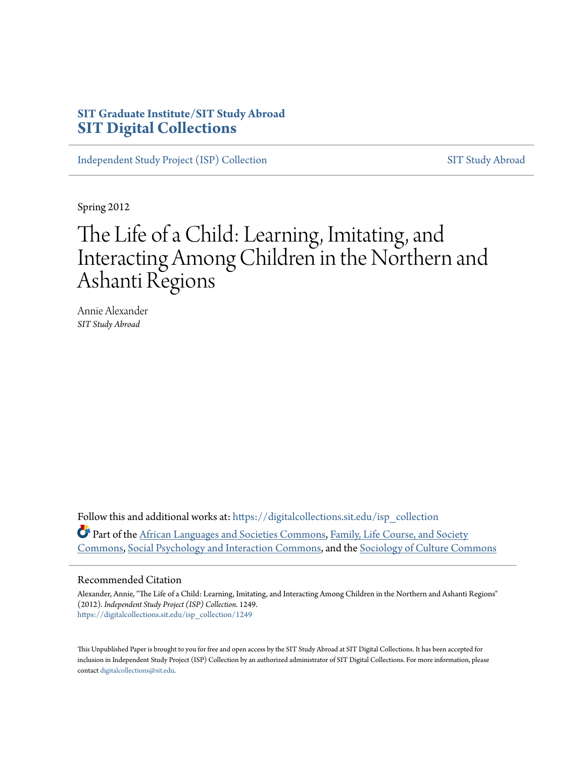**SIT Graduate Institute/SIT Study Abroad**
# SIT Digital Collections

Independent Study Project (ISP) Collection | SIT Study Abroad

Spring 2012

# The Life of a Child: Learning, Imitating, and Interacting Among Children in the Northern and Ashanti Regions

Annie Alexander
*SIT Study Abroad*

Follow this and additional works at: https://digitalcollections.sit.edu/isp_collection

Part of the African Languages and Societies Commons, Family, Life Course, and Society Commons, Social Psychology and Interaction Commons, and the Sociology of Culture Commons

## Recommended Citation

Alexander, Annie, "The Life of a Child: Learning, Imitating, and Interacting Among Children in the Northern and Ashanti Regions" (2012). *Independent Study Project (ISP) Collection*. 1249.
https://digitalcollections.sit.edu/isp_collection/1249

This Unpublished Paper is brought to you for free and open access by the SIT Study Abroad at SIT Digital Collections. It has been accepted for inclusion in Independent Study Project (ISP) Collection by an authorized administrator of SIT Digital Collections. For more information, please contact digitalcollections@sit.edu.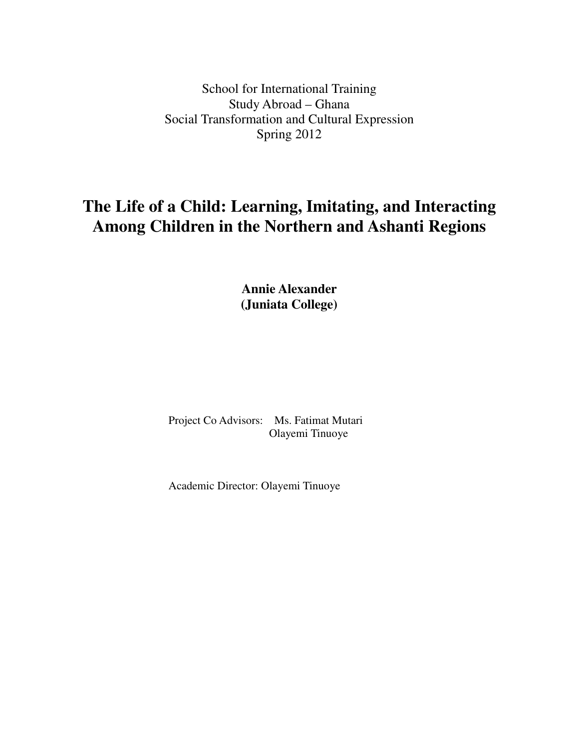School for International Training
Study Abroad – Ghana
Social Transformation and Cultural Expression
Spring 2012

# The Life of a Child: Learning, Imitating, and Interacting Among Children in the Northern and Ashanti Regions

**Annie Alexander**
**(Juniata College)**

Project Co Advisors: Ms. Fatimat Mutari
Olayemi Tinuoye

Academic Director: Olayemi Tinuoye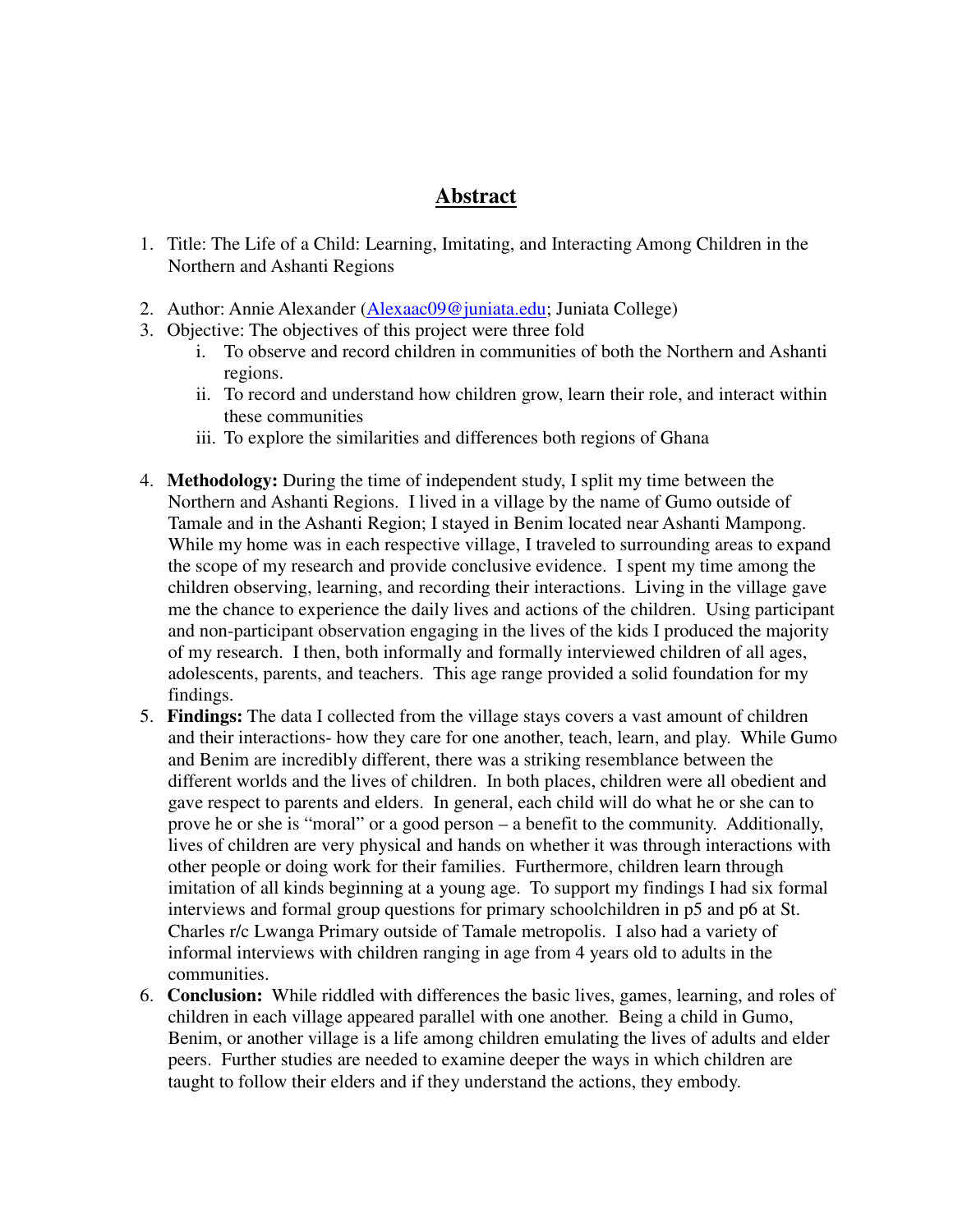# Abstract

1. Title: The Life of a Child: Learning, Imitating, and Interacting Among Children in the Northern and Ashanti Regions

2. Author: Annie Alexander (Alexaac09@juniata.edu; Juniata College)
3. Objective: The objectives of this project were three fold
   i. To observe and record children in communities of both the Northern and Ashanti regions.
   ii. To record and understand how children grow, learn their role, and interact within these communities
   iii. To explore the similarities and differences both regions of Ghana

4. **Methodology:** During the time of independent study, I split my time between the Northern and Ashanti Regions. I lived in a village by the name of Gumo outside of Tamale and in the Ashanti Region; I stayed in Benim located near Ashanti Mampong. While my home was in each respective village, I traveled to surrounding areas to expand the scope of my research and provide conclusive evidence. I spent my time among the children observing, learning, and recording their interactions. Living in the village gave me the chance to experience the daily lives and actions of the children. Using participant and non-participant observation engaging in the lives of the kids I produced the majority of my research. I then, both informally and formally interviewed children of all ages, adolescents, parents, and teachers. This age range provided a solid foundation for my findings.
5. **Findings:** The data I collected from the village stays covers a vast amount of children and their interactions- how they care for one another, teach, learn, and play. While Gumo and Benim are incredibly different, there was a striking resemblance between the different worlds and the lives of children. In both places, children were all obedient and gave respect to parents and elders. In general, each child will do what he or she can to prove he or she is "moral" or a good person – a benefit to the community. Additionally, lives of children are very physical and hands on whether it was through interactions with other people or doing work for their families. Furthermore, children learn through imitation of all kinds beginning at a young age. To support my findings I had six formal interviews and formal group questions for primary schoolchildren in p5 and p6 at St. Charles r/c Lwanga Primary outside of Tamale metropolis. I also had a variety of informal interviews with children ranging in age from 4 years old to adults in the communities.
6. **Conclusion:** While riddled with differences the basic lives, games, learning, and roles of children in each village appeared parallel with one another. Being a child in Gumo, Benim, or another village is a life among children emulating the lives of adults and elder peers. Further studies are needed to examine deeper the ways in which children are taught to follow their elders and if they understand the actions, they embody.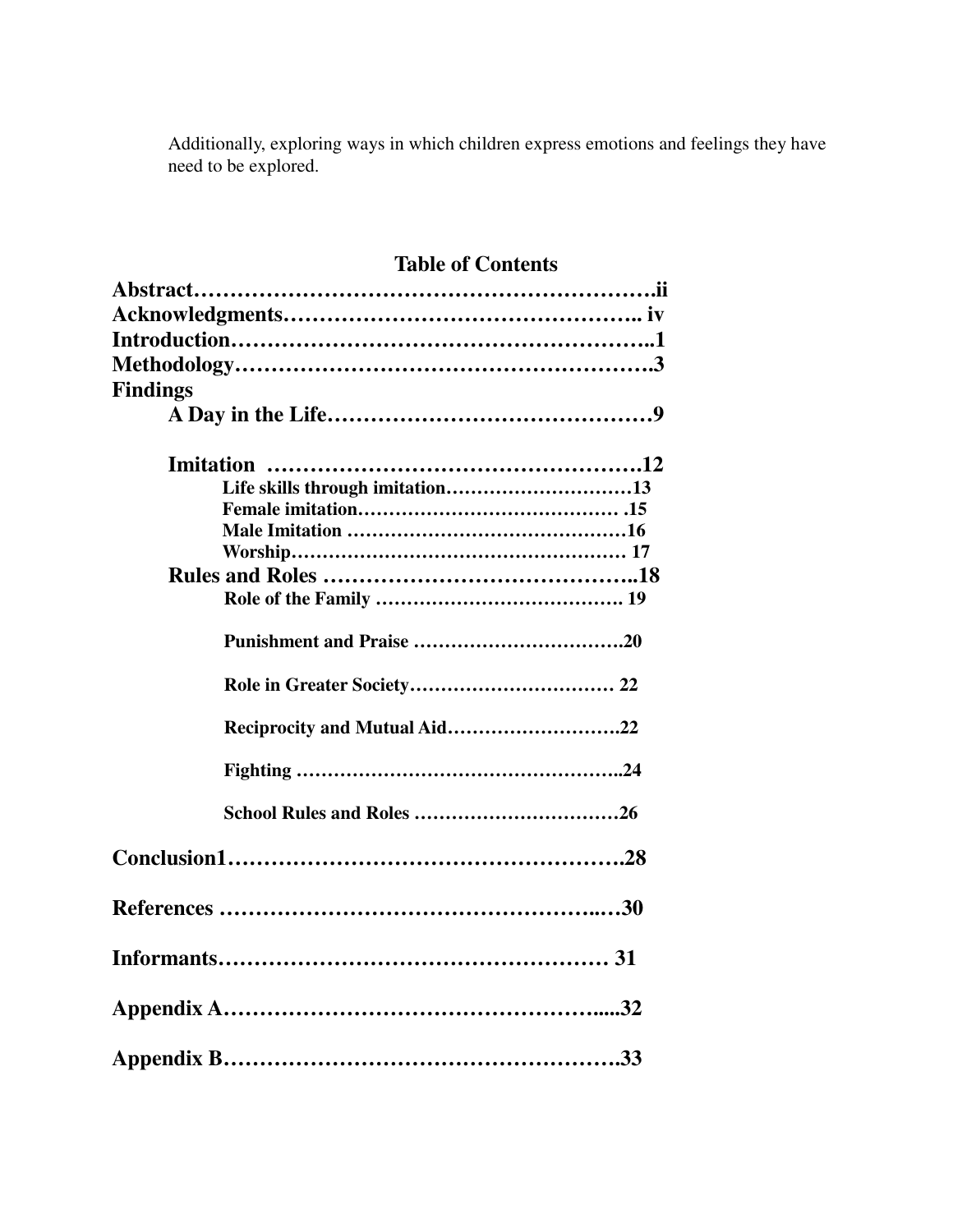Additionally, exploring ways in which children express emotions and feelings they have need to be explored.

## Table of Contents

**Abstract……………………………………………………….ii**
**Acknowledgments……………………………………….. iv**
**Introduction………………………………………………..1**
**Methodology……………………………………………….3**
**Findings**

- **A Day in the Life……………………………………9**
- **Imitation ………………………………………….12**
  - **Life skills through imitation…………………………13**
  - **Female imitation……………………………………. .15**
  - **Male Imitation ………………………………………16**
  - **Worship……………………………………………… 17**
- **Rules and Roles …………………………………..18**
  - **Role of the Family …………………………………. 19**
  - **Punishment and Praise …………………………….20**
  - **Role in Greater Society…………………………… 22**
  - **Reciprocity and Mutual Aid……………………….22**
  - **Fighting ……………………………………………..24**
  - **School Rules and Roles ……………………………26**

**Conclusion1……………………………………………….28**

**References ………………………………………….…30**

**Informants……………………………………………… 31**

**Appendix A………………………………………….....32**

**Appendix B……………………………………………….33**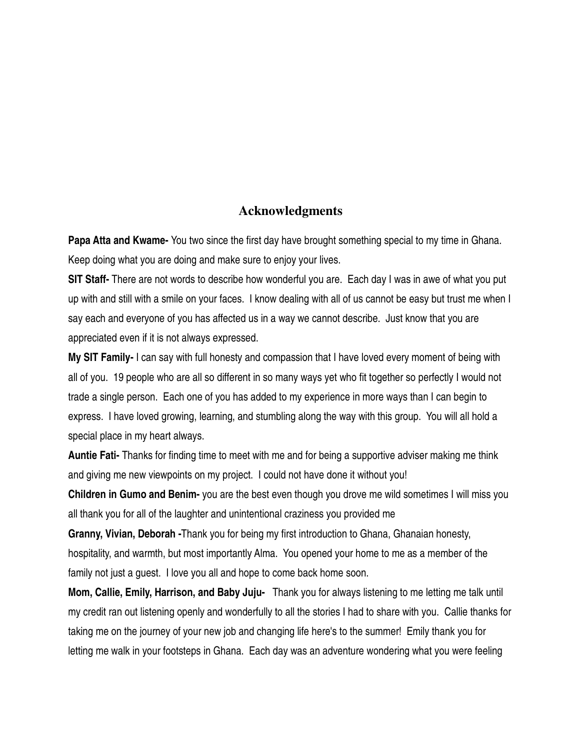## Acknowledgments

**Papa Atta and Kwame-** You two since the first day have brought something special to my time in Ghana. Keep doing what you are doing and make sure to enjoy your lives.

**SIT Staff-** There are not words to describe how wonderful you are. Each day I was in awe of what you put up with and still with a smile on your faces. I know dealing with all of us cannot be easy but trust me when I say each and everyone of you has affected us in a way we cannot describe. Just know that you are appreciated even if it is not always expressed.

**My SIT Family-** I can say with full honesty and compassion that I have loved every moment of being with all of you. 19 people who are all so different in so many ways yet who fit together so perfectly I would not trade a single person. Each one of you has added to my experience in more ways than I can begin to express. I have loved growing, learning, and stumbling along the way with this group. You will all hold a special place in my heart always.

**Auntie Fati-** Thanks for finding time to meet with me and for being a supportive adviser making me think and giving me new viewpoints on my project. I could not have done it without you!

**Children in Gumo and Benim-** you are the best even though you drove me wild sometimes I will miss you all thank you for all of the laughter and unintentional craziness you provided me

**Granny, Vivian, Deborah -**Thank you for being my first introduction to Ghana, Ghanaian honesty, hospitality, and warmth, but most importantly Alma. You opened your home to me as a member of the family not just a guest. I love you all and hope to come back home soon.

**Mom, Callie, Emily, Harrison, and Baby Juju-** Thank you for always listening to me letting me talk until my credit ran out listening openly and wonderfully to all the stories I had to share with you. Callie thanks for taking me on the journey of your new job and changing life here's to the summer! Emily thank you for letting me walk in your footsteps in Ghana. Each day was an adventure wondering what you were feeling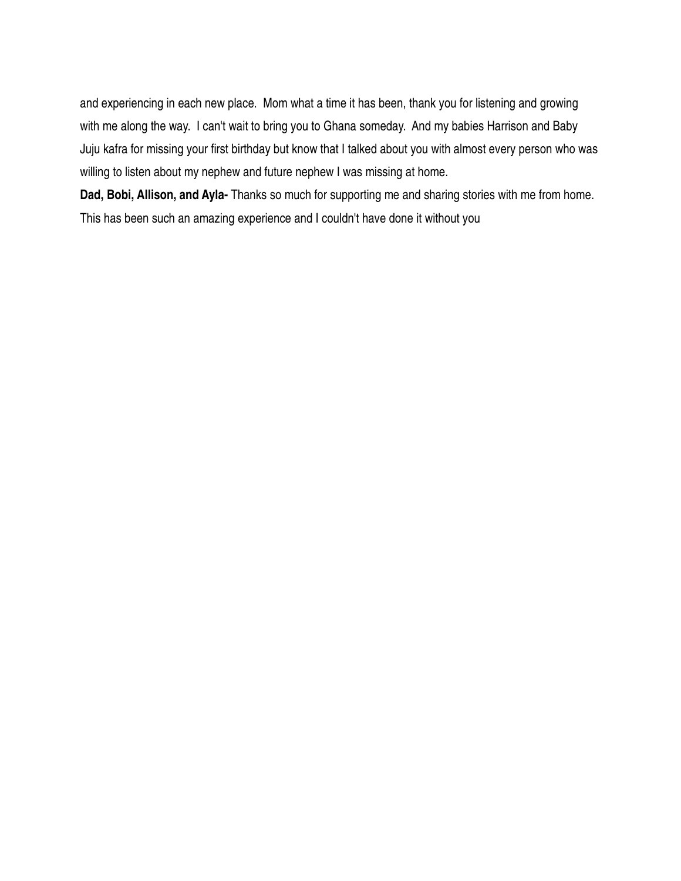and experiencing in each new place.  Mom what a time it has been, thank you for listening and growing with me along the way.  I can't wait to bring you to Ghana someday.  And my babies Harrison and Baby Juju kafra for missing your first birthday but know that I talked about you with almost every person who was willing to listen about my nephew and future nephew I was missing at home.

**Dad, Bobi, Allison, and Ayla-** Thanks so much for supporting me and sharing stories with me from home. This has been such an amazing experience and I couldn't have done it without you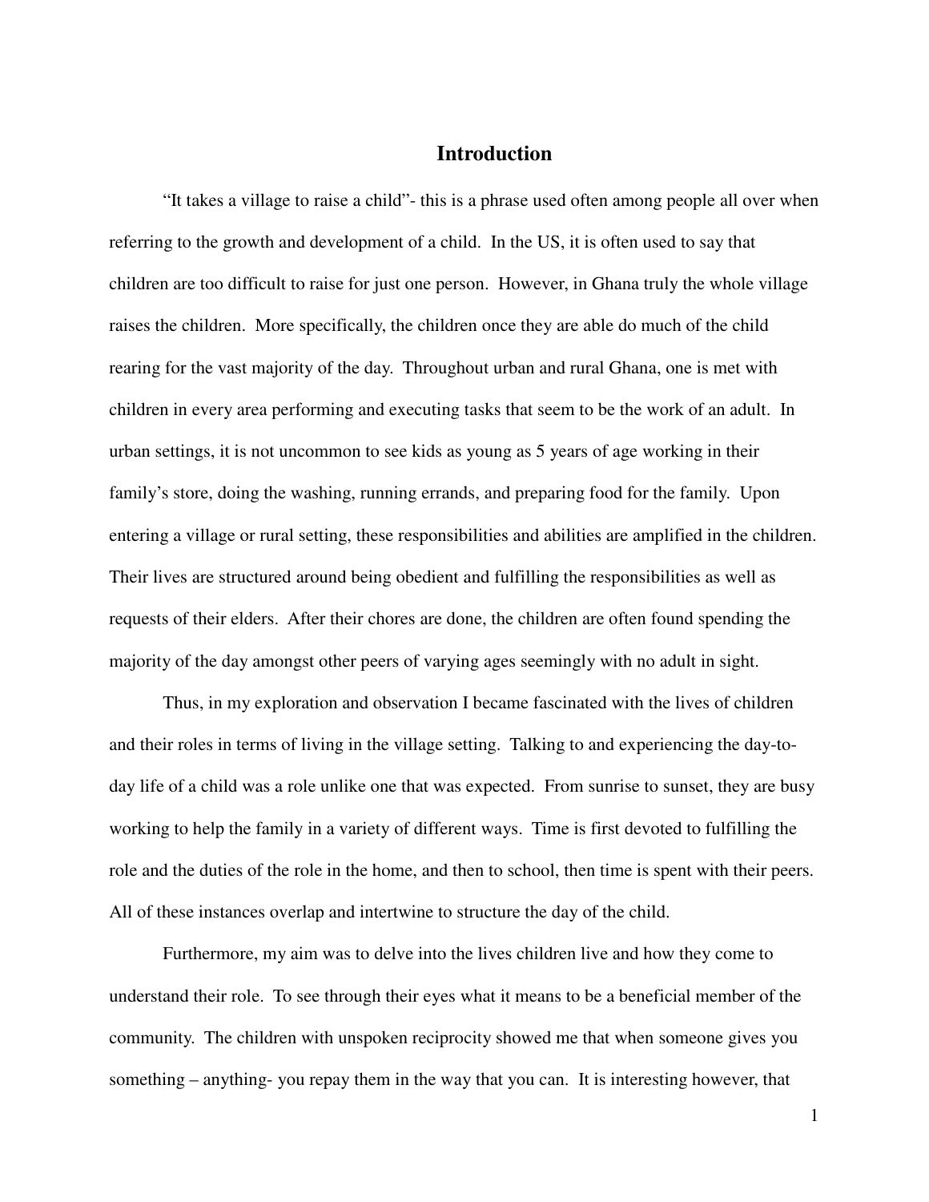# Introduction

"It takes a village to raise a child"- this is a phrase used often among people all over when referring to the growth and development of a child. In the US, it is often used to say that children are too difficult to raise for just one person. However, in Ghana truly the whole village raises the children. More specifically, the children once they are able do much of the child rearing for the vast majority of the day. Throughout urban and rural Ghana, one is met with children in every area performing and executing tasks that seem to be the work of an adult. In urban settings, it is not uncommon to see kids as young as 5 years of age working in their family's store, doing the washing, running errands, and preparing food for the family. Upon entering a village or rural setting, these responsibilities and abilities are amplified in the children. Their lives are structured around being obedient and fulfilling the responsibilities as well as requests of their elders. After their chores are done, the children are often found spending the majority of the day amongst other peers of varying ages seemingly with no adult in sight.

Thus, in my exploration and observation I became fascinated with the lives of children and their roles in terms of living in the village setting. Talking to and experiencing the day-to-day life of a child was a role unlike one that was expected. From sunrise to sunset, they are busy working to help the family in a variety of different ways. Time is first devoted to fulfilling the role and the duties of the role in the home, and then to school, then time is spent with their peers. All of these instances overlap and intertwine to structure the day of the child.

Furthermore, my aim was to delve into the lives children live and how they come to understand their role. To see through their eyes what it means to be a beneficial member of the community. The children with unspoken reciprocity showed me that when someone gives you something – anything- you repay them in the way that you can. It is interesting however, that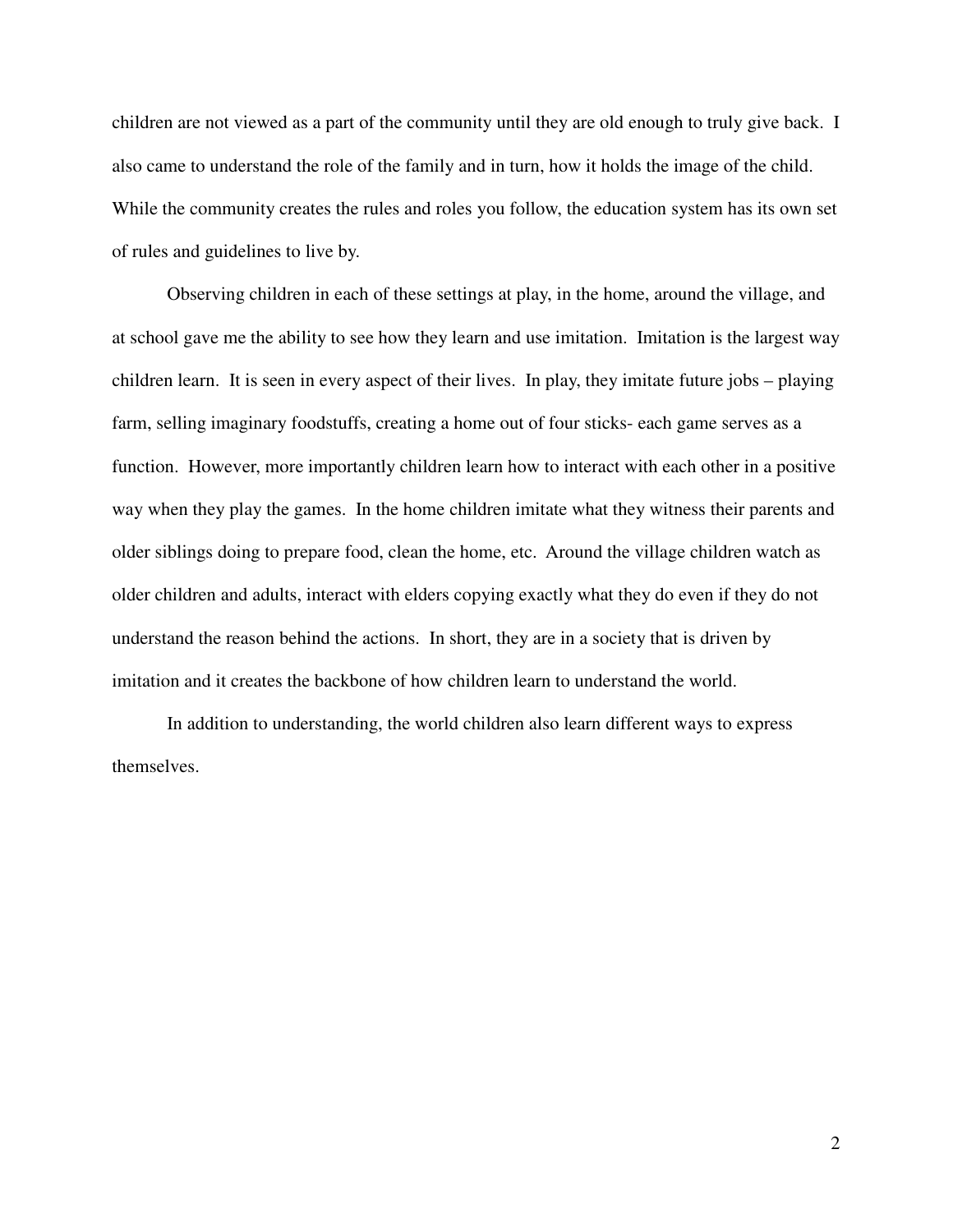children are not viewed as a part of the community until they are old enough to truly give back. I also came to understand the role of the family and in turn, how it holds the image of the child. While the community creates the rules and roles you follow, the education system has its own set of rules and guidelines to live by.

Observing children in each of these settings at play, in the home, around the village, and at school gave me the ability to see how they learn and use imitation. Imitation is the largest way children learn. It is seen in every aspect of their lives. In play, they imitate future jobs – playing farm, selling imaginary foodstuffs, creating a home out of four sticks- each game serves as a function. However, more importantly children learn how to interact with each other in a positive way when they play the games. In the home children imitate what they witness their parents and older siblings doing to prepare food, clean the home, etc. Around the village children watch as older children and adults, interact with elders copying exactly what they do even if they do not understand the reason behind the actions. In short, they are in a society that is driven by imitation and it creates the backbone of how children learn to understand the world.

In addition to understanding, the world children also learn different ways to express themselves.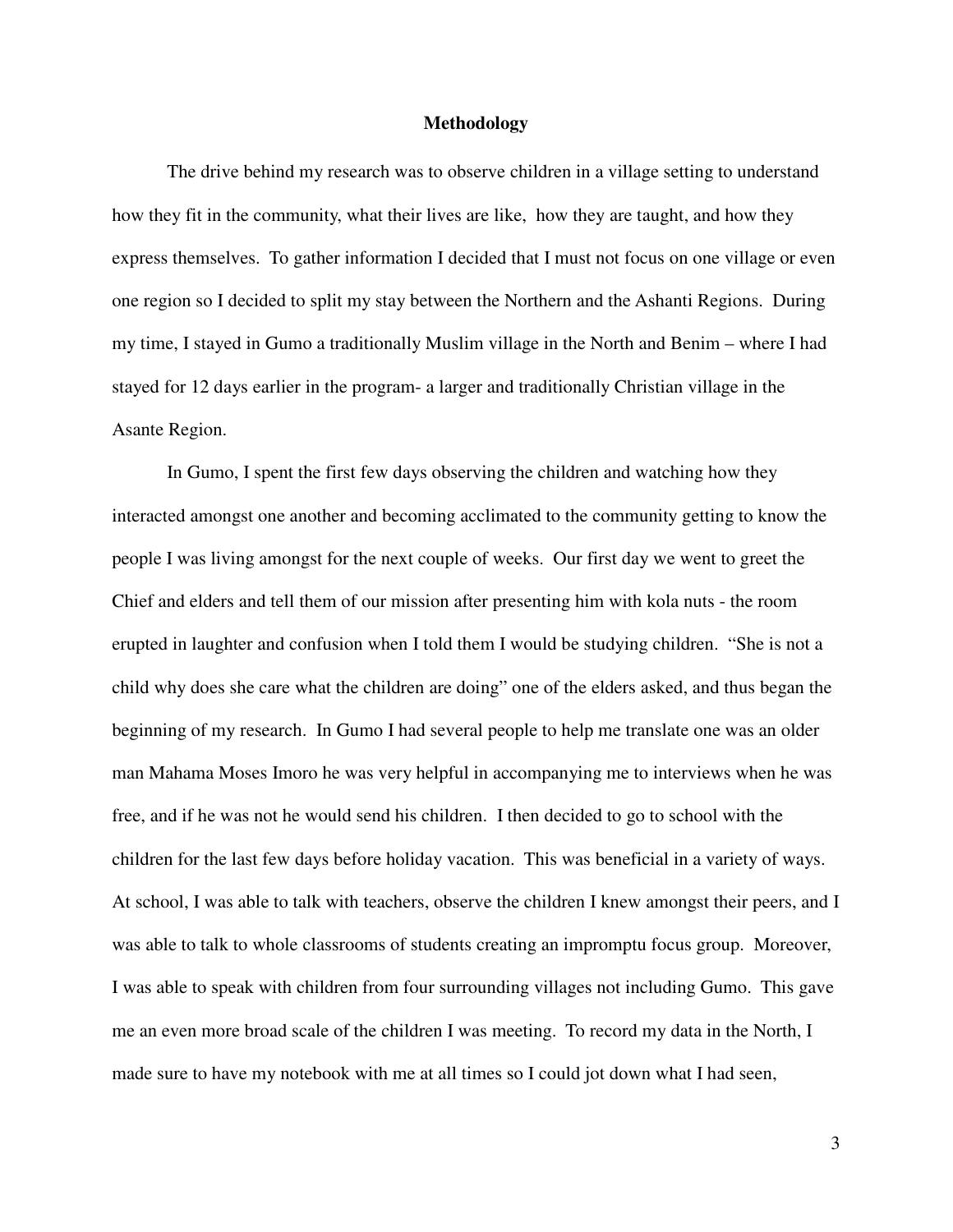# Methodology

The drive behind my research was to observe children in a village setting to understand how they fit in the community, what their lives are like,  how they are taught, and how they express themselves.  To gather information I decided that I must not focus on one village or even one region so I decided to split my stay between the Northern and the Ashanti Regions.  During my time, I stayed in Gumo a traditionally Muslim village in the North and Benim – where I had stayed for 12 days earlier in the program- a larger and traditionally Christian village in the Asante Region.

In Gumo, I spent the first few days observing the children and watching how they interacted amongst one another and becoming acclimated to the community getting to know the people I was living amongst for the next couple of weeks.  Our first day we went to greet the Chief and elders and tell them of our mission after presenting him with kola nuts - the room erupted in laughter and confusion when I told them I would be studying children.  "She is not a child why does she care what the children are doing" one of the elders asked, and thus began the beginning of my research.  In Gumo I had several people to help me translate one was an older man Mahama Moses Imoro he was very helpful in accompanying me to interviews when he was free, and if he was not he would send his children.  I then decided to go to school with the children for the last few days before holiday vacation.  This was beneficial in a variety of ways. At school, I was able to talk with teachers, observe the children I knew amongst their peers, and I was able to talk to whole classrooms of students creating an impromptu focus group.  Moreover, I was able to speak with children from four surrounding villages not including Gumo.  This gave me an even more broad scale of the children I was meeting.  To record my data in the North, I made sure to have my notebook with me at all times so I could jot down what I had seen,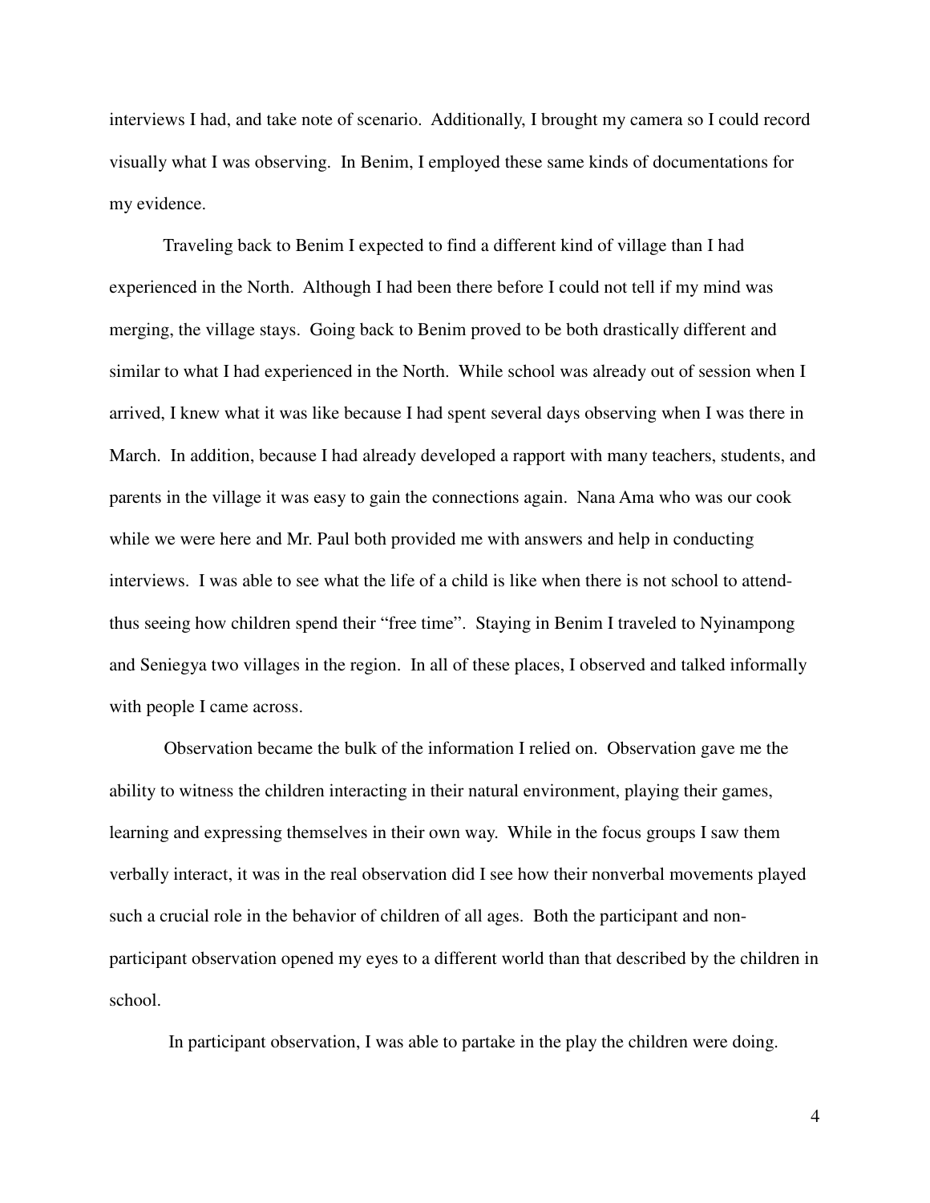interviews I had, and take note of scenario. Additionally, I brought my camera so I could record visually what I was observing. In Benim, I employed these same kinds of documentations for my evidence.

Traveling back to Benim I expected to find a different kind of village than I had experienced in the North. Although I had been there before I could not tell if my mind was merging, the village stays. Going back to Benim proved to be both drastically different and similar to what I had experienced in the North. While school was already out of session when I arrived, I knew what it was like because I had spent several days observing when I was there in March. In addition, because I had already developed a rapport with many teachers, students, and parents in the village it was easy to gain the connections again. Nana Ama who was our cook while we were here and Mr. Paul both provided me with answers and help in conducting interviews. I was able to see what the life of a child is like when there is not school to attend- thus seeing how children spend their "free time". Staying in Benim I traveled to Nyinampong and Seniegya two villages in the region. In all of these places, I observed and talked informally with people I came across.

Observation became the bulk of the information I relied on. Observation gave me the ability to witness the children interacting in their natural environment, playing their games, learning and expressing themselves in their own way. While in the focus groups I saw them verbally interact, it was in the real observation did I see how their nonverbal movements played such a crucial role in the behavior of children of all ages. Both the participant and non-participant observation opened my eyes to a different world than that described by the children in school.

In participant observation, I was able to partake in the play the children were doing.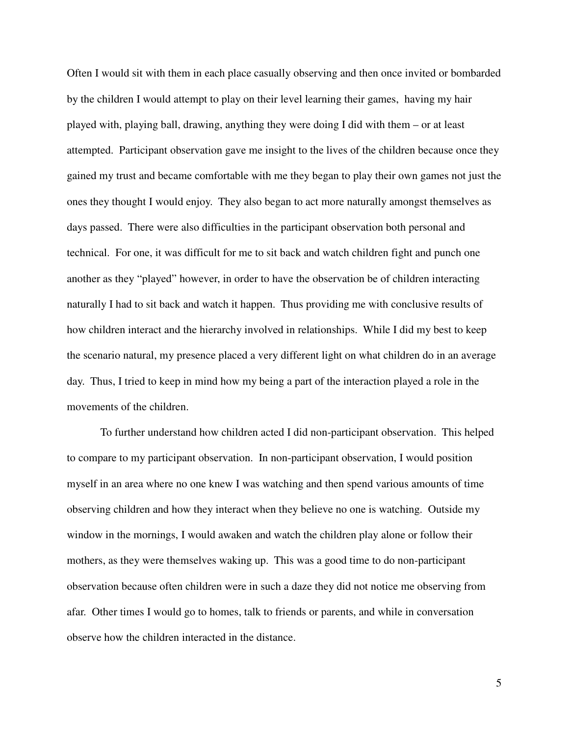Often I would sit with them in each place casually observing and then once invited or bombarded by the children I would attempt to play on their level learning their games, having my hair played with, playing ball, drawing, anything they were doing I did with them – or at least attempted. Participant observation gave me insight to the lives of the children because once they gained my trust and became comfortable with me they began to play their own games not just the ones they thought I would enjoy. They also began to act more naturally amongst themselves as days passed. There were also difficulties in the participant observation both personal and technical. For one, it was difficult for me to sit back and watch children fight and punch one another as they "played" however, in order to have the observation be of children interacting naturally I had to sit back and watch it happen. Thus providing me with conclusive results of how children interact and the hierarchy involved in relationships. While I did my best to keep the scenario natural, my presence placed a very different light on what children do in an average day. Thus, I tried to keep in mind how my being a part of the interaction played a role in the movements of the children.

To further understand how children acted I did non-participant observation. This helped to compare to my participant observation. In non-participant observation, I would position myself in an area where no one knew I was watching and then spend various amounts of time observing children and how they interact when they believe no one is watching. Outside my window in the mornings, I would awaken and watch the children play alone or follow their mothers, as they were themselves waking up. This was a good time to do non-participant observation because often children were in such a daze they did not notice me observing from afar. Other times I would go to homes, talk to friends or parents, and while in conversation observe how the children interacted in the distance.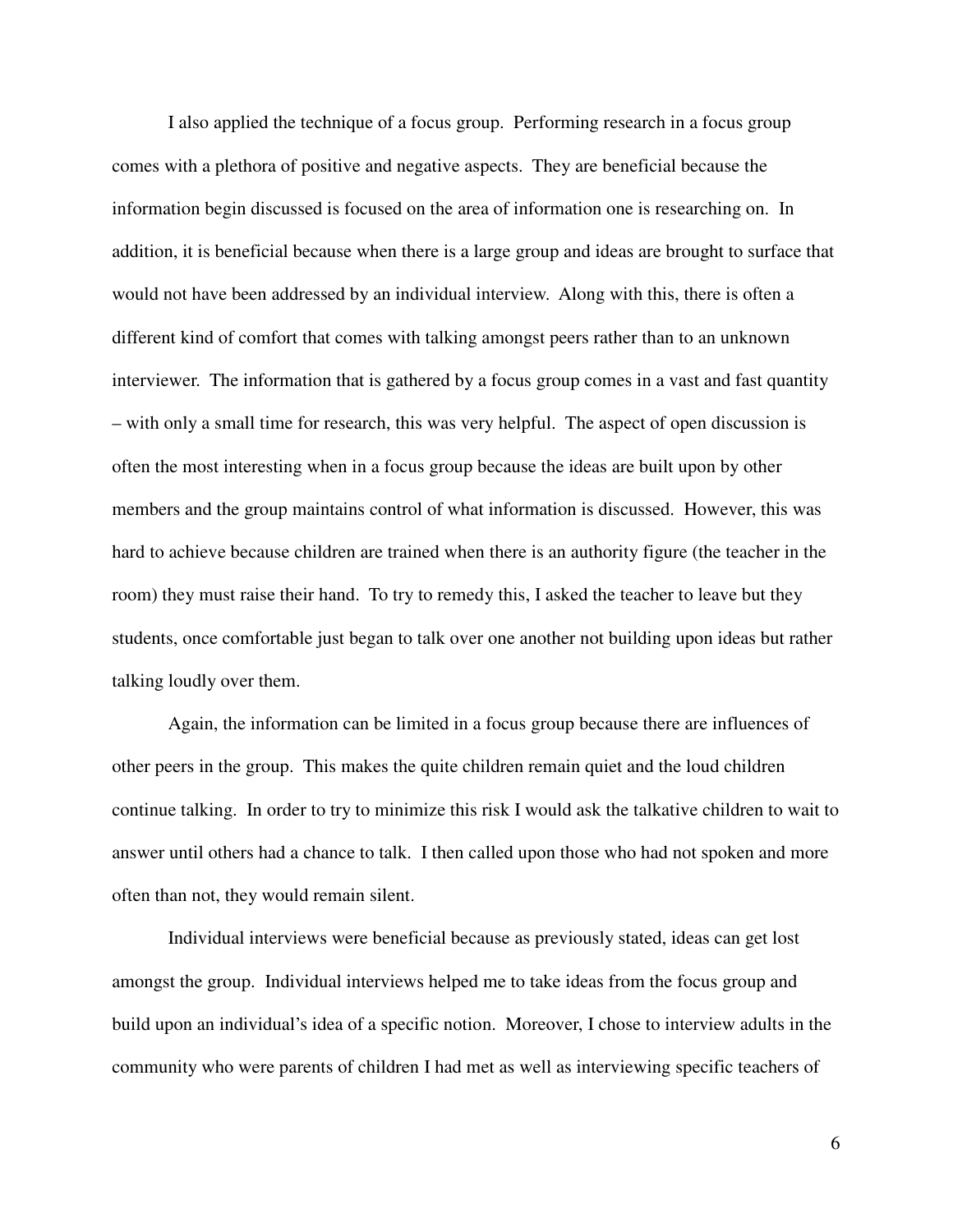I also applied the technique of a focus group. Performing research in a focus group comes with a plethora of positive and negative aspects. They are beneficial because the information begin discussed is focused on the area of information one is researching on. In addition, it is beneficial because when there is a large group and ideas are brought to surface that would not have been addressed by an individual interview. Along with this, there is often a different kind of comfort that comes with talking amongst peers rather than to an unknown interviewer. The information that is gathered by a focus group comes in a vast and fast quantity – with only a small time for research, this was very helpful. The aspect of open discussion is often the most interesting when in a focus group because the ideas are built upon by other members and the group maintains control of what information is discussed. However, this was hard to achieve because children are trained when there is an authority figure (the teacher in the room) they must raise their hand. To try to remedy this, I asked the teacher to leave but they students, once comfortable just began to talk over one another not building upon ideas but rather talking loudly over them.

Again, the information can be limited in a focus group because there are influences of other peers in the group. This makes the quite children remain quiet and the loud children continue talking. In order to try to minimize this risk I would ask the talkative children to wait to answer until others had a chance to talk. I then called upon those who had not spoken and more often than not, they would remain silent.

Individual interviews were beneficial because as previously stated, ideas can get lost amongst the group. Individual interviews helped me to take ideas from the focus group and build upon an individual's idea of a specific notion. Moreover, I chose to interview adults in the community who were parents of children I had met as well as interviewing specific teachers of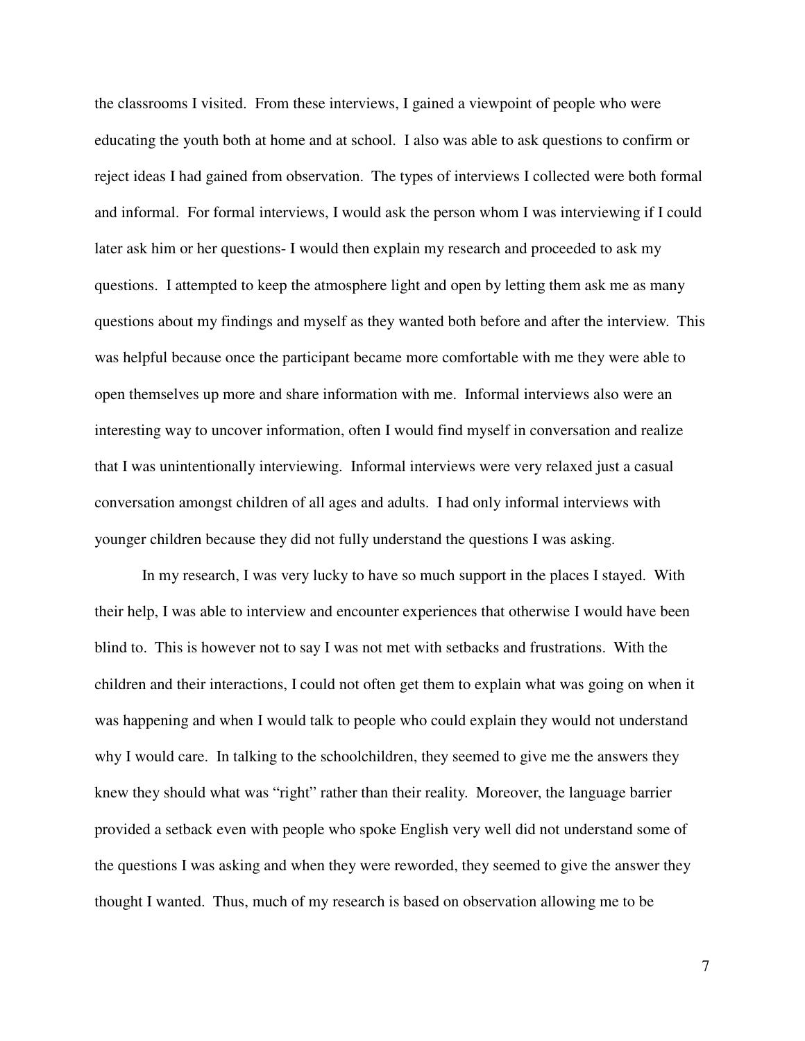the classrooms I visited. From these interviews, I gained a viewpoint of people who were educating the youth both at home and at school. I also was able to ask questions to confirm or reject ideas I had gained from observation. The types of interviews I collected were both formal and informal. For formal interviews, I would ask the person whom I was interviewing if I could later ask him or her questions- I would then explain my research and proceeded to ask my questions. I attempted to keep the atmosphere light and open by letting them ask me as many questions about my findings and myself as they wanted both before and after the interview. This was helpful because once the participant became more comfortable with me they were able to open themselves up more and share information with me. Informal interviews also were an interesting way to uncover information, often I would find myself in conversation and realize that I was unintentionally interviewing. Informal interviews were very relaxed just a casual conversation amongst children of all ages and adults. I had only informal interviews with younger children because they did not fully understand the questions I was asking.

In my research, I was very lucky to have so much support in the places I stayed. With their help, I was able to interview and encounter experiences that otherwise I would have been blind to. This is however not to say I was not met with setbacks and frustrations. With the children and their interactions, I could not often get them to explain what was going on when it was happening and when I would talk to people who could explain they would not understand why I would care. In talking to the schoolchildren, they seemed to give me the answers they knew they should what was "right" rather than their reality. Moreover, the language barrier provided a setback even with people who spoke English very well did not understand some of the questions I was asking and when they were reworded, they seemed to give the answer they thought I wanted. Thus, much of my research is based on observation allowing me to be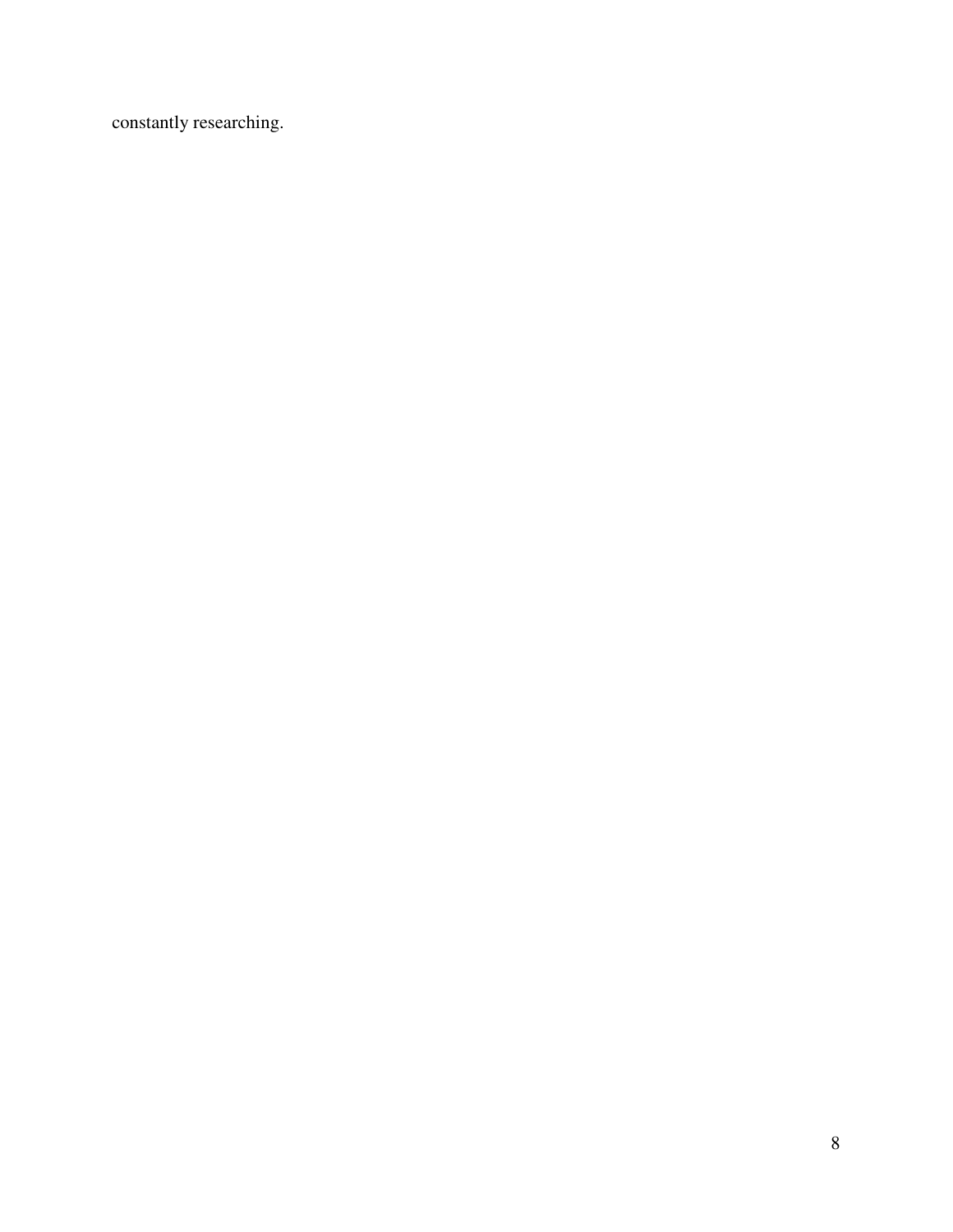constantly researching.